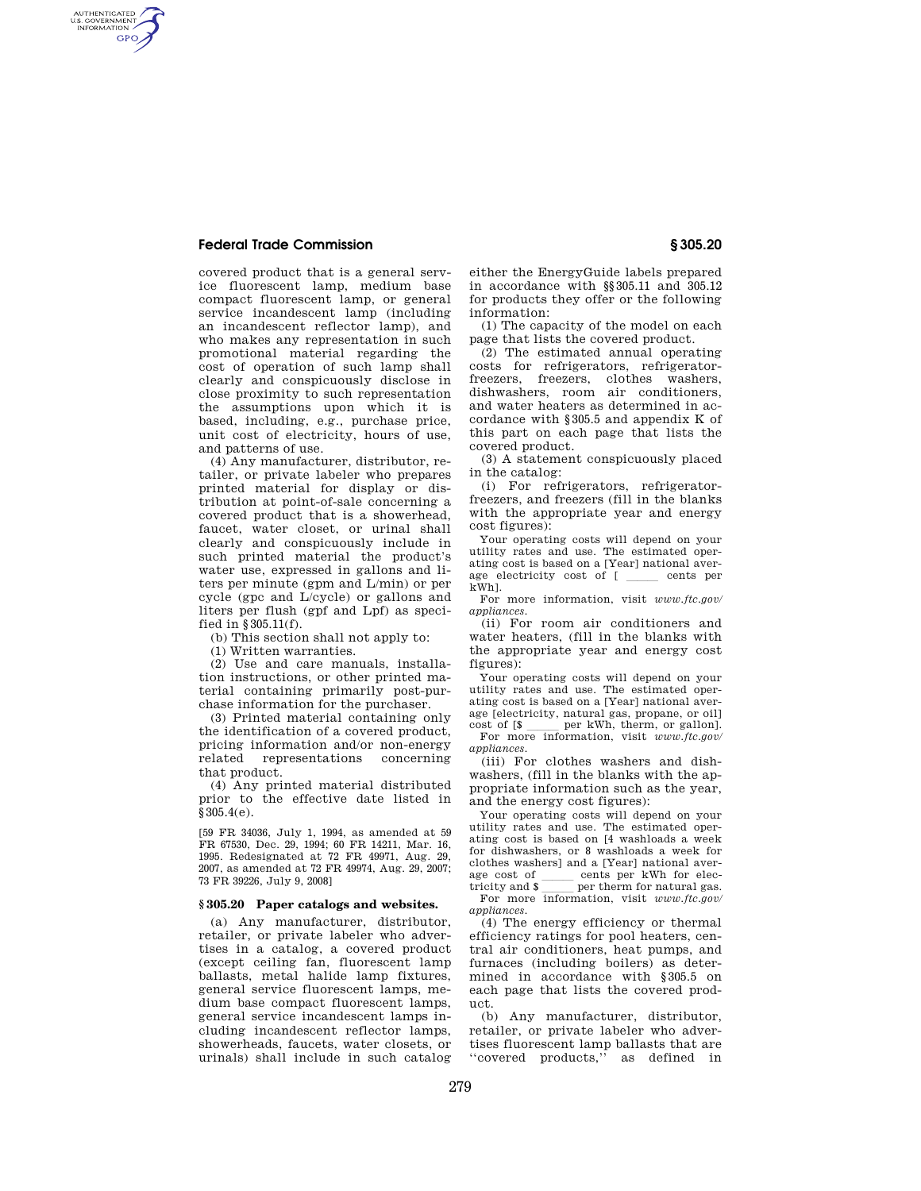covered product that is a general service fluorescent lamp, medium base compact fluorescent lamp, or general service incandescent lamp (including an incandescent reflector lamp), and who makes any representation in such promotional material regarding the cost of operation of such lamp shall clearly and conspicuously disclose in close proximity to such representation the assumptions upon which it is based, including, e.g., purchase price, unit cost of electricity, hours of use, and patterns of use.

(4) Any manufacturer, distributor, retailer, or private labeler who prepares printed material for display or distribution at point-of-sale concerning a covered product that is a showerhead, faucet, water closet, or urinal shall clearly and conspicuously include in such printed material the product's water use, expressed in gallons and liters per minute (gpm and L/min) or per cycle (gpc and L/cycle) or gallons and liters per flush (gpf and Lpf) as specified in §305.11(f).

(b) This section shall not apply to:

(1) Written warranties.

(2) Use and care manuals, installation instructions, or other printed material containing primarily post-purchase information for the purchaser.

(3) Printed material containing only the identification of a covered product, pricing information and/or non-energy related representations concerning that product.

(4) Any printed material distributed prior to the effective date listed in §305.4(e).

[59 FR 34036, July 1, 1994, as amended at 59 FR 67530, Dec. 29, 1994; 60 FR 14211, Mar. 16, 1995. Redesignated at 72 FR 49971, Aug. 29, 2007, as amended at 72 FR 49974, Aug. 29, 2007; 73 FR 39226, July 9, 2008]

## § 305.20 Paper catalogs and websites.

(a) Any manufacturer, distributor, retailer, or private labeler who advertises in a catalog, a covered product (except ceiling fan, fluorescent lamp ballasts, metal halide lamp fixtures, general service fluorescent lamps, medium base compact fluorescent lamps, general service incandescent lamps including incandescent reflector lamps, showerheads, faucets, water closets, or urinals) shall include in such catalog either the EnergyGuide labels prepared in accordance with §§305.11 and 305.12 for products they offer or the following information:

(1) The capacity of the model on each page that lists the covered product.

(2) The estimated annual operating costs for refrigerators, refrigerator-freezers, freezers, clothes washers, dishwashers, room air conditioners, and water heaters as determined in accordance with §305.5 and appendix K of this part on each page that lists the covered product.

(3) A statement conspicuously placed in the catalog:

(i) For refrigerators, refrigerator-freezers, and freezers (fill in the blanks with the appropriate year and energy cost figures):

Your operating costs will depend on your utility rates and use. The estimated operating cost is based on a [Year] national average electricity cost of [ _____ cents per kWh].

For more information, visit *www.ftc.gov/appliances*.

(ii) For room air conditioners and water heaters, (fill in the blanks with the appropriate year and energy cost figures):

Your operating costs will depend on your utility rates and use. The estimated operating cost is based on a [Year] national average [electricity, natural gas, propane, or oil] cost of [$ _____ per kWh, therm, or gallon].

For more information, visit *www.ftc.gov/appliances*.

(iii) For clothes washers and dishwashers, (fill in the blanks with the appropriate information such as the year, and the energy cost figures):

Your operating costs will depend on your utility rates and use. The estimated operating cost is based on [4 washloads a week for dishwashers, or 8 washloads a week for clothes washers] and a [Year] national average cost of _____ cents per kWh for electricity and $ _____ per therm for natural gas.

For more information, visit *www.ftc.gov/appliances*.

(4) The energy efficiency or thermal efficiency ratings for pool heaters, central air conditioners, heat pumps, and furnaces (including boilers) as determined in accordance with §305.5 on each page that lists the covered product.

(b) Any manufacturer, distributor, retailer, or private labeler who advertises fluorescent lamp ballasts that are "covered products," as defined in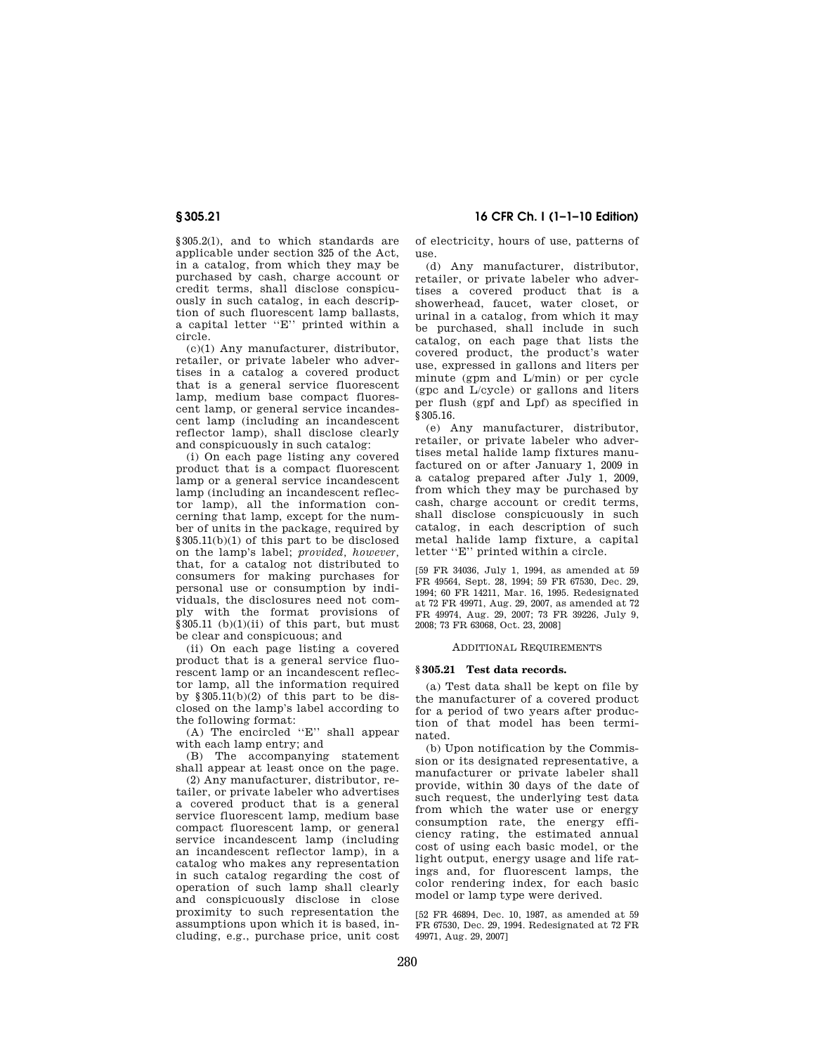§305.2(l), and to which standards are applicable under section 325 of the Act, in a catalog, from which they may be purchased by cash, charge account or credit terms, shall disclose conspicuously in such catalog, in each description of such fluorescent lamp ballasts, a capital letter ''E'' printed within a circle.

(c)(1) Any manufacturer, distributor, retailer, or private labeler who advertises in a catalog a covered product that is a general service fluorescent lamp, medium base compact fluorescent lamp, or general service incandescent lamp (including an incandescent reflector lamp), shall disclose clearly and conspicuously in such catalog:

(i) On each page listing any covered product that is a compact fluorescent lamp or a general service incandescent lamp (including an incandescent reflector lamp), all the information concerning that lamp, except for the number of units in the package, required by §305.11(b)(1) of this part to be disclosed on the lamp's label; *provided, however,* that, for a catalog not distributed to consumers for making purchases for personal use or consumption by individuals, the disclosures need not comply with the format provisions of §305.11 (b)(1)(ii) of this part, but must be clear and conspicuous; and

(ii) On each page listing a covered product that is a general service fluorescent lamp or an incandescent reflector lamp, all the information required by §305.11(b)(2) of this part to be disclosed on the lamp's label according to the following format:

(A) The encircled ''E'' shall appear with each lamp entry; and

(B) The accompanying statement shall appear at least once on the page.

(2) Any manufacturer, distributor, retailer, or private labeler who advertises a covered product that is a general service fluorescent lamp, medium base compact fluorescent lamp, or general service incandescent lamp (including an incandescent reflector lamp), in a catalog who makes any representation in such catalog regarding the cost of operation of such lamp shall clearly and conspicuously disclose in close proximity to such representation the assumptions upon which it is based, including, e.g., purchase price, unit cost of electricity, hours of use, patterns of use.

(d) Any manufacturer, distributor, retailer, or private labeler who advertises a covered product that is a showerhead, faucet, water closet, or urinal in a catalog, from which it may be purchased, shall include in such catalog, on each page that lists the covered product, the product's water use, expressed in gallons and liters per minute (gpm and L/min) or per cycle (gpc and L/cycle) or gallons and liters per flush (gpf and Lpf) as specified in §305.16.

(e) Any manufacturer, distributor, retailer, or private labeler who advertises metal halide lamp fixtures manufactured on or after January 1, 2009 in a catalog prepared after July 1, 2009, from which they may be purchased by cash, charge account or credit terms, shall disclose conspicuously in such catalog, in each description of such metal halide lamp fixture, a capital letter ''E'' printed within a circle.

[59 FR 34036, July 1, 1994, as amended at 59 FR 49564, Sept. 28, 1994; 59 FR 67530, Dec. 29, 1994; 60 FR 14211, Mar. 16, 1995. Redesignated at 72 FR 49971, Aug. 29, 2007, as amended at 72 FR 49974, Aug. 29, 2007; 73 FR 39226, July 9, 2008; 73 FR 63068, Oct. 23, 2008]

ADDITIONAL REQUIREMENTS

## §305.21 Test data records.

(a) Test data shall be kept on file by the manufacturer of a covered product for a period of two years after production of that model has been terminated.

(b) Upon notification by the Commission or its designated representative, a manufacturer or private labeler shall provide, within 30 days of the date of such request, the underlying test data from which the water use or energy consumption rate, the energy efficiency rating, the estimated annual cost of using each basic model, or the light output, energy usage and life ratings and, for fluorescent lamps, the color rendering index, for each basic model or lamp type were derived.

[52 FR 46894, Dec. 10, 1987, as amended at 59 FR 67530, Dec. 29, 1994. Redesignated at 72 FR 49971, Aug. 29, 2007]